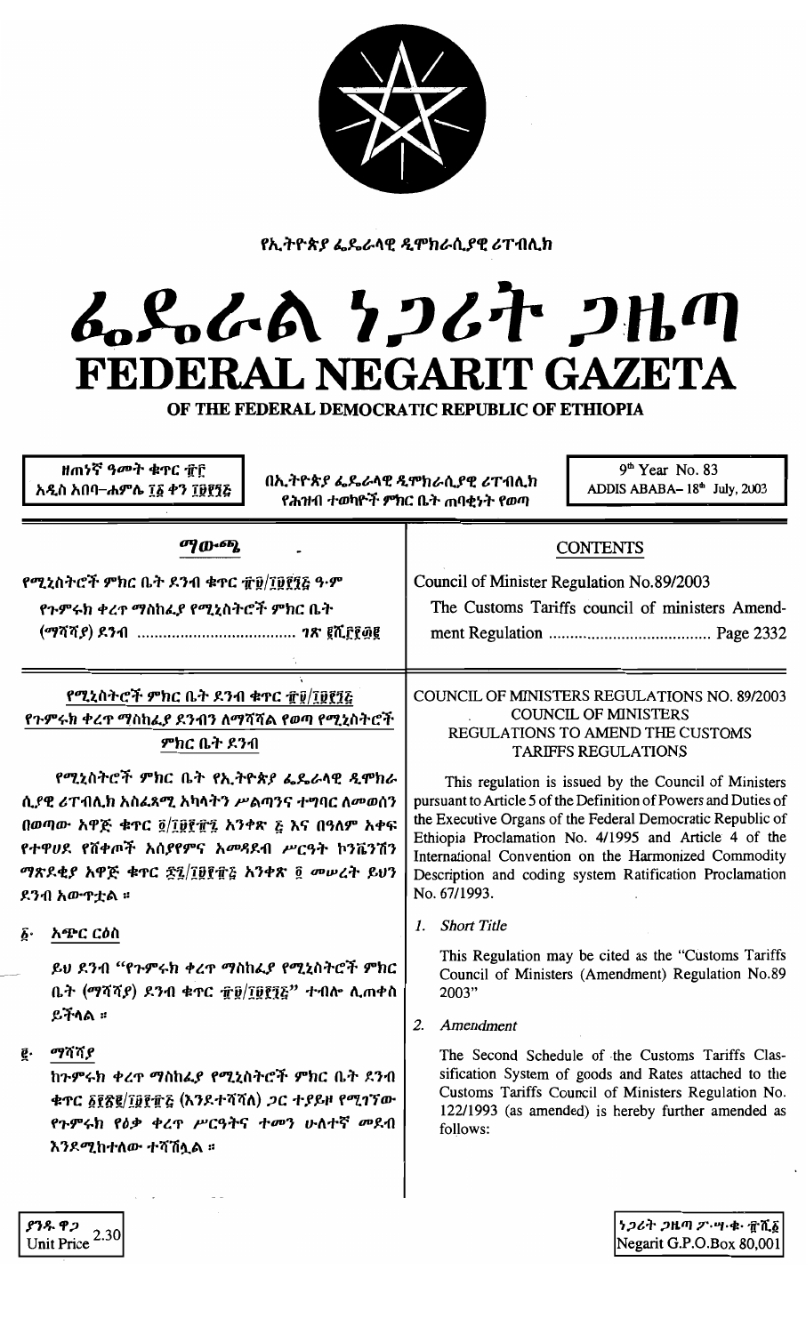የኢትዮጵያ ፌዴራላዊ ዲሞክራሲያዊ ሪፐብሊክ

# ፌዴራል ነጋሪት ጋዜጣ
# FEDERAL NEGARIT GAZETA
## OF THE FEDERAL DEMOCRATIC REPUBLIC OF ETHIOPIA

ዘጠነኛ ዓመት ቁጥር ፹፫
አዲስ አበባ–ሐምሌ ፲፩ ቀን ፲፱፻፺፭

በኢትዮጵያ ፌዴራላዊ ዲሞክራሲያዊ ሪፐብሊክ
የሕዝብ ተወካዮች ምክር ቤት ጠባቂነት የወጣ

9th Year No. 83
ADDIS ABABA– 18th July, 2003

**ማውጫ**

የሚኒስትሮች ምክር ቤት ደንብ ቁጥር ፹፱/፲፱፻፺፭ ዓ.ም
የጉምሩክ ቀረጥ ማስከፈያ የሚኒስትሮች ምክር ቤት (ማሻሻያ) ደንብ ..................................... ገጽ ፪ሺ፫፻፴፪

**CONTENTS**

Council of Minister Regulation No.89/2003
The Customs Tariffs council of ministers Amendment Regulation ..................................... Page 2332

**የሚኒስትሮች ምክር ቤት ደንብ ቁጥር ፹፱/፲፱፻፺፭**
**የጉምሩክ ቀረጥ ማስከፈያ ደንብን ለማሻሻል የወጣ የሚኒስትሮች ምክር ቤት ደንብ**

የሚኒስትሮች ምክር ቤት የኢትዮጵያ ፌዴራላዊ ዲሞክራሲያዊ ሪፐብሊክ አስፈጻሚ አካላትን ሥልጣንና ተግባር ለመወሰን በወጣው አዋጅ ቁጥር ፬/፲፱፻፹፯ አንቀጽ ፭ እና በዓለም አቀፍ የተዋሀደ የሸቀጦች አሰያየምና አመዳደብ ሥርዓት ኮንቬንሽን ማጽደቂያ አዋጅ ቁጥር ፷፯/፲፱፻፹፭ አንቀጽ ፬ መሠረት ይህን ደንብ አውጥቷል ።

፩· አጭር ርዕስ

ይህ ደንብ "የጉምሩክ ቀረጥ ማስከፈያ የሚኒስትሮች ምክር ቤት (ማሻሻያ) ደንብ ቁጥር ፹፱/፲፱፻፺፭" ተብሎ ሊጠቀስ ይችላል ።

፪· ማሻሻያ

ከጉምሩክ ቀረጥ ማስከፈያ የሚኒስትሮች ምክር ቤት ደንብ ቁጥር ፩፻፳፪/፲፱፻፹፭ (እንደተሻሻለ) ጋር ተያይዞ የሚገኘው የጉምሩክ የዕቃ ቀረጥ ሥርዓትና ተመን ሁለተኛ መደብ እንደሚከተለው ተሻሽሏል ።

**COUNCIL OF MINISTERS REGULATIONS NO. 89/2003**
**COUNCIL OF MINISTERS**
**REGULATIONS TO AMEND THE CUSTOMS TARIFFS REGULATIONS**

This regulation is issued by the Council of Ministers pursuant to Article 5 of the Definition of Powers and Duties of the Executive Organs of the Federal Democratic Republic of Ethiopia Proclamation No. 4/1995 and Article 4 of the International Convention on the Harmonized Commodity Description and coding system Ratification Proclamation No. 67/1993.

1. *Short Title*

This Regulation may be cited as the "Customs Tariffs Council of Ministers (Amendment) Regulation No.89 2003"

2. *Amendment*

The Second Schedule of the Customs Tariffs Classification System of goods and Rates attached to the Customs Tariffs Council of Ministers Regulation No. 122/1993 (as amended) is hereby further amended as follows:

ያንዱ ዋጋ
Unit Price 2.30

ነጋሪት ጋዜጣ ፖ·ሣ·ቁ· ፹ሺ፩
Negarit G.P.O.Box 80,001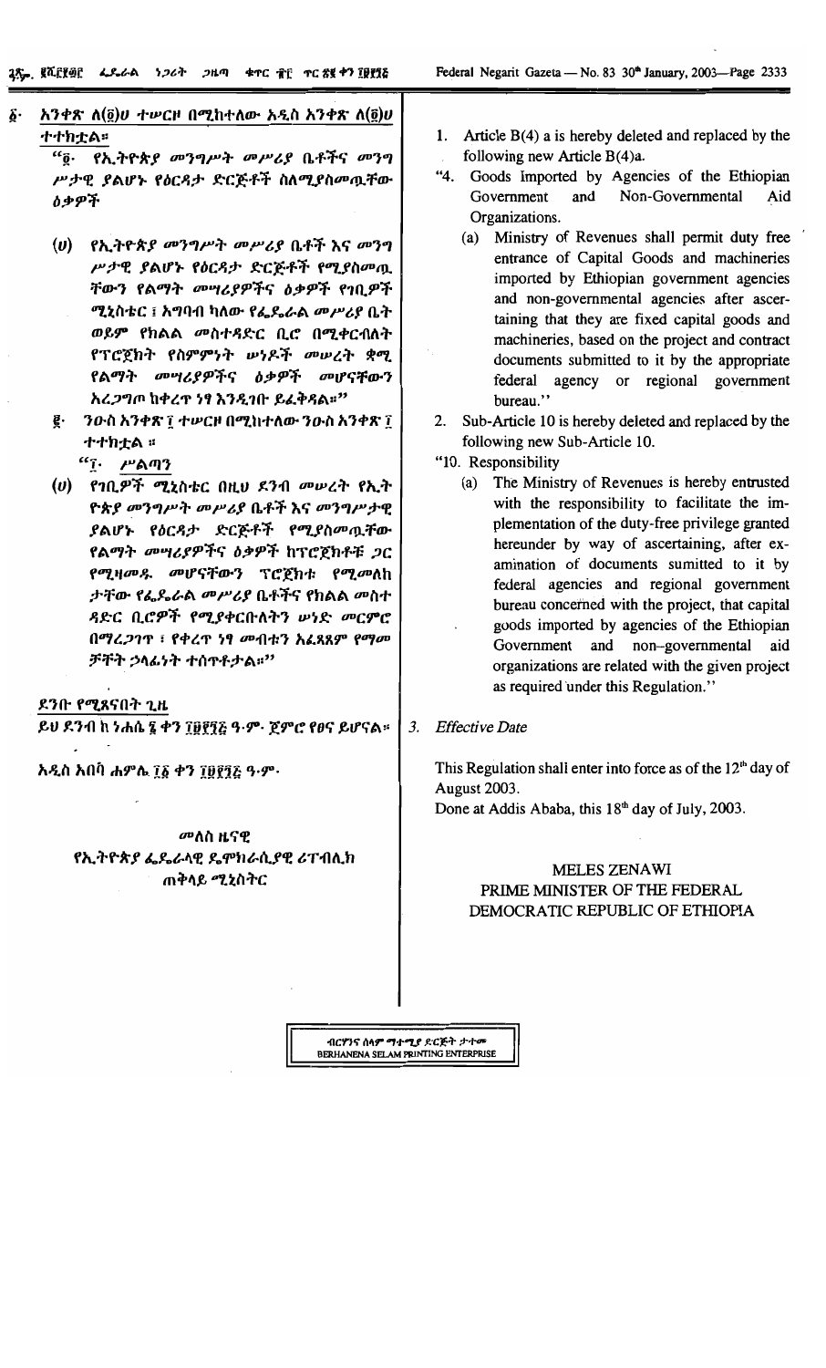፩· አንቀጽ ለ(፬)ሀ ተሠርዞ በሚከተለው አዲስ አንቀጽ ለ(፬)ሀ ተተክቷል።

"፬· የኢትዮጵያ መንግሥት መሥሪያ ቤቶችና መንግሥታዊ ያልሆኑ የዕርዳታ ድርጅቶች ስለሚያስመጧቸው ዕቃዎች

(ሀ) የኢትዮጵያ መንግሥት መሥሪያ ቤቶች እና መንግሥታዊ ያልሆኑ የዕርዳታ ድርጅቶች የሚያስመጧቸውን የልማት መሣሪያዎችና ዕቃዎች የገቢዎች ሚኒስቴር ፣ አግባብ ካለው የፌዴራል መሥሪያ ቤት ወይም የክልል መስተዳድር ቢሮ በሚቀርብለት የፕሮጀክት የስምምነት ሠነዶች መሠረት ቋሚ የልማት መሣሪያዎችና ዕቃዎች መሆናቸውን አረጋግጦ ከቀረጥ ነፃ እንዲገቡ ይፈቅዳል።"

፪· ንዑስ አንቀጽ ፲ ተሠርዞ በሚከተለው ንዑስ አንቀጽ ፲ ተተክቷል ።

"፲· ሥልጣን

(ሀ) የገቢዎች ሚኒስቴር በዚህ ደንብ መሠረት የኢትዮጵያ መንግሥት መሥሪያ ቤቶች እና መንግሥታዊ ያልሆኑ የዕርዳታ ድርጅቶች የሚያስመጧቸው የልማት መሣሪያዎችና ዕቃዎች ከፕሮጀክቶቹ ጋር የሚዛመዱ መሆናቸውን ፕሮጀክቱ የሚመለከታቸው የፌዴራል መሥሪያ ቤቶችና የክልል መስተዳድር ቢሮዎች የሚያቀርቡለትን ሠነድ መርምሮ በማረጋገጥ ፣ የቀረጥ ነፃ መብቱን አፈጻጸም የማመቻቸት ኃላፊነት ተሰጥቶታል።"

ደንቡ የሚጸናበት ጊዜ

ይህ ደንብ ከ ነሐሴ ፮ ቀን ፲፱፻፺፭ ዓ·ም· ጀምሮ የፀና ይሆናል።

አዲስ አበባ ሐምሌ ፲፩ ቀን ፲፱፻፺፭ ዓ·ም·

መለስ ዜናዊ

የኢትዮጵያ ፌዴራላዊ ዴሞክራሲያዊ ሪፐብሊክ ጠቅላይ ሚኒስትር

1. Article B(4) a is hereby deleted and replaced by the following new Article B(4)a.

"4. Goods Imported by Agencies of the Ethiopian Government and Non-Governmental Aid Organizations.

(a) Ministry of Revenues shall permit duty free entrance of Capital Goods and machineries imported by Ethiopian government agencies and non-governmental agencies after ascertaining that they are fixed capital goods and machineries, based on the project and contract documents submitted to it by the appropriate federal agency or regional government bureau."

2. Sub-Article 10 is hereby deleted and replaced by the following new Sub-Article 10.

"10. Responsibility

(a) The Ministry of Revenues is hereby entrusted with the responsibility to facilitate the implementation of the duty-free privilege granted hereunder by way of ascertaining, after examination of documents sumitted to it by federal agencies and regional government bureau concerned with the project, that capital goods imported by agencies of the Ethiopian Government and non-governmental aid organizations are related with the given project as required under this Regulation."

3. *Effective Date*

This Regulation shall enter into force as of the 12th day of August 2003.

Done at Addis Ababa, this 18th day of July, 2003.

MELES ZENAWI

PRIME MINISTER OF THE FEDERAL DEMOCRATIC REPUBLIC OF ETHIOPIA

ብርሃንና ሰላም ማተሚያ ድርጅት ታተመ
BERHANENA SELAM PRINTING ENTERPRISE